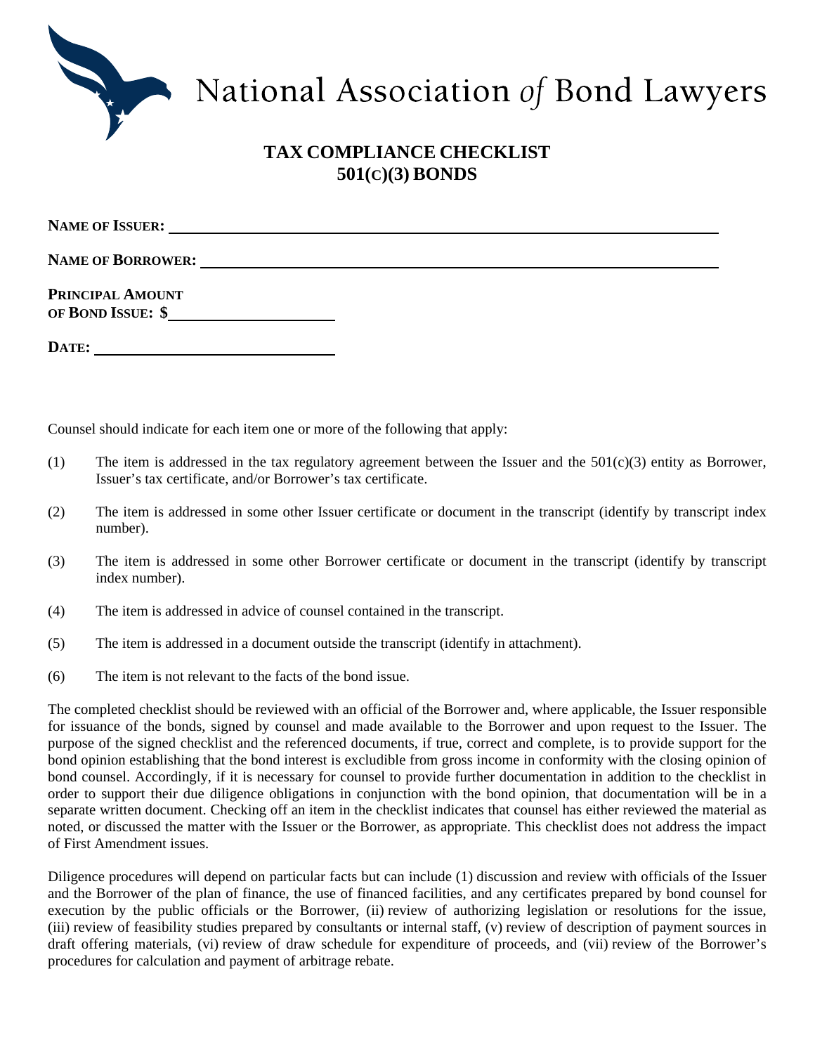National Association *of* Bond Lawyers

# TAX COMPLIANCE CHECKLIST
# 501(C)(3) BONDS

**NAME OF ISSUER:** ______________________________________________

**NAME OF BORROWER:** ______________________________________________

**PRINCIPAL AMOUNT OF BOND ISSUE: $**____________________

**DATE:** ____________________

Counsel should indicate for each item one or more of the following that apply:

(1) The item is addressed in the tax regulatory agreement between the Issuer and the 501(c)(3) entity as Borrower, Issuer's tax certificate, and/or Borrower's tax certificate.

(2) The item is addressed in some other Issuer certificate or document in the transcript (identify by transcript index number).

(3) The item is addressed in some other Borrower certificate or document in the transcript (identify by transcript index number).

(4) The item is addressed in advice of counsel contained in the transcript.

(5) The item is addressed in a document outside the transcript (identify in attachment).

(6) The item is not relevant to the facts of the bond issue.

The completed checklist should be reviewed with an official of the Borrower and, where applicable, the Issuer responsible for issuance of the bonds, signed by counsel and made available to the Borrower and upon request to the Issuer. The purpose of the signed checklist and the referenced documents, if true, correct and complete, is to provide support for the bond opinion establishing that the bond interest is excludible from gross income in conformity with the closing opinion of bond counsel. Accordingly, if it is necessary for counsel to provide further documentation in addition to the checklist in order to support their due diligence obligations in conjunction with the bond opinion, that documentation will be in a separate written document. Checking off an item in the checklist indicates that counsel has either reviewed the material as noted, or discussed the matter with the Issuer or the Borrower, as appropriate. This checklist does not address the impact of First Amendment issues.

Diligence procedures will depend on particular facts but can include (1) discussion and review with officials of the Issuer and the Borrower of the plan of finance, the use of financed facilities, and any certificates prepared by bond counsel for execution by the public officials or the Borrower, (ii) review of authorizing legislation or resolutions for the issue, (iii) review of feasibility studies prepared by consultants or internal staff, (v) review of description of payment sources in draft offering materials, (vi) review of draw schedule for expenditure of proceeds, and (vii) review of the Borrower's procedures for calculation and payment of arbitrage rebate.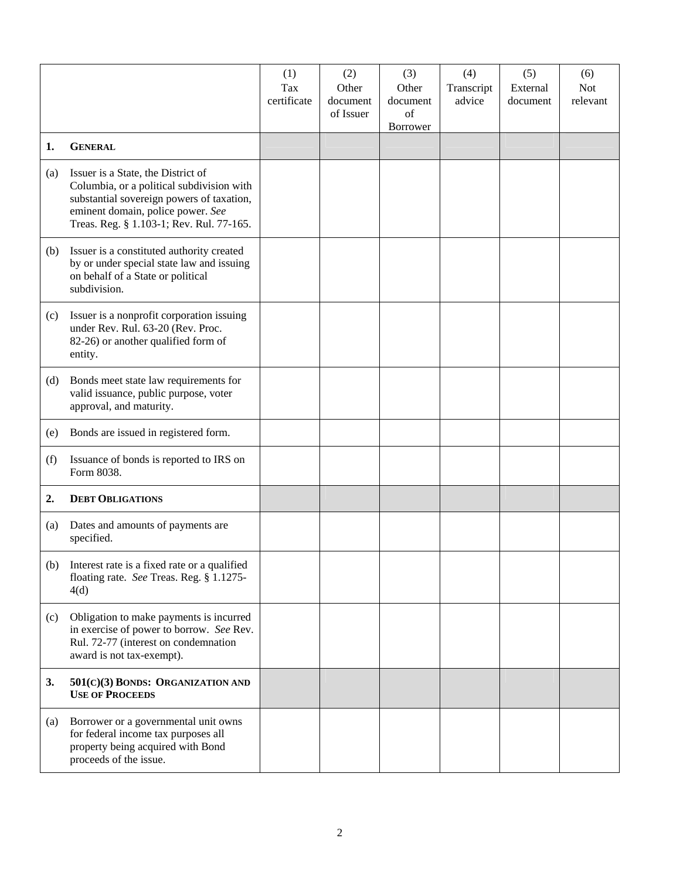| | | (1) Tax certificate | (2) Other document of Issuer | (3) Other document of Borrower | (4) Transcript advice | (5) External document | (6) Not relevant |
|---|---|---|---|---|---|---|---|
| **1.** | **GENERAL** | | | | | | |
| (a) | Issuer is a State, the District of Columbia, or a political subdivision with substantial sovereign powers of taxation, eminent domain, police power. *See* Treas. Reg. § 1.103-1; Rev. Rul. 77-165. | | | | | | |
| (b) | Issuer is a constituted authority created by or under special state law and issuing on behalf of a State or political subdivision. | | | | | | |
| (c) | Issuer is a nonprofit corporation issuing under Rev. Rul. 63-20 (Rev. Proc. 82-26) or another qualified form of entity. | | | | | | |
| (d) | Bonds meet state law requirements for valid issuance, public purpose, voter approval, and maturity. | | | | | | |
| (e) | Bonds are issued in registered form. | | | | | | |
| (f) | Issuance of bonds is reported to IRS on Form 8038. | | | | | | |
| **2.** | **DEBT OBLIGATIONS** | | | | | | |
| (a) | Dates and amounts of payments are specified. | | | | | | |
| (b) | Interest rate is a fixed rate or a qualified floating rate. *See* Treas. Reg. § 1.1275-4(d) | | | | | | |
| (c) | Obligation to make payments is incurred in exercise of power to borrow. *See* Rev. Rul. 72-77 (interest on condemnation award is not tax-exempt). | | | | | | |
| **3.** | **501(C)(3) BONDS: ORGANIZATION AND USE OF PROCEEDS** | | | | | | |
| (a) | Borrower or a governmental unit owns for federal income tax purposes all property being acquired with Bond proceeds of the issue. | | | | | | |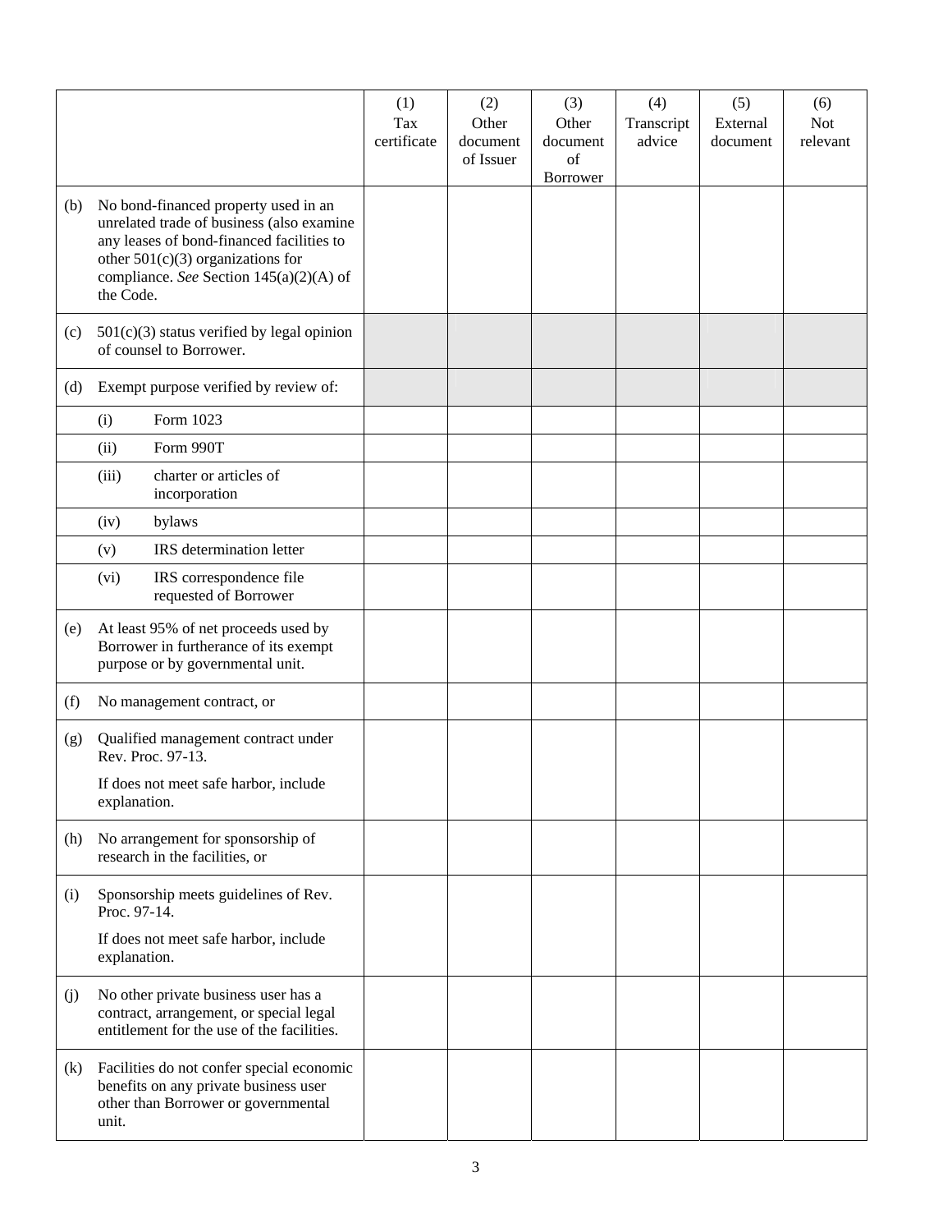| | (1) Tax certificate | (2) Other document of Issuer | (3) Other document of Borrower | (4) Transcript advice | (5) External document | (6) Not relevant |
|---|---|---|---|---|---|---|
| (b) No bond-financed property used in an unrelated trade of business (also examine any leases of bond-financed facilities to other 501(c)(3) organizations for compliance. *See* Section 145(a)(2)(A) of the Code. | | | | | | |
| (c) 501(c)(3) status verified by legal opinion of counsel to Borrower. | | | | | | |
| (d) Exempt purpose verified by review of: | | | | | | |
| (i) Form 1023 | | | | | | |
| (ii) Form 990T | | | | | | |
| (iii) charter or articles of incorporation | | | | | | |
| (iv) bylaws | | | | | | |
| (v) IRS determination letter | | | | | | |
| (vi) IRS correspondence file requested of Borrower | | | | | | |
| (e) At least 95% of net proceeds used by Borrower in furtherance of its exempt purpose or by governmental unit. | | | | | | |
| (f) No management contract, or | | | | | | |
| (g) Qualified management contract under Rev. Proc. 97-13. If does not meet safe harbor, include explanation. | | | | | | |
| (h) No arrangement for sponsorship of research in the facilities, or | | | | | | |
| (i) Sponsorship meets guidelines of Rev. Proc. 97-14. If does not meet safe harbor, include explanation. | | | | | | |
| (j) No other private business user has a contract, arrangement, or special legal entitlement for the use of the facilities. | | | | | | |
| (k) Facilities do not confer special economic benefits on any private business user other than Borrower or governmental unit. | | | | | | |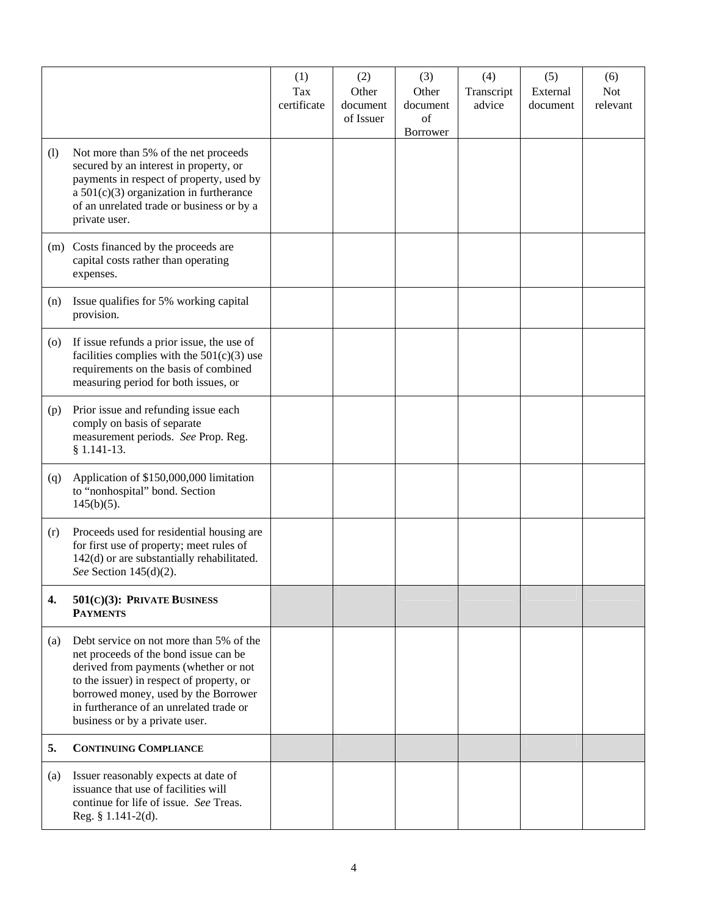| | (1) Tax certificate | (2) Other document of Issuer | (3) Other document of Borrower | (4) Transcript advice | (5) External document | (6) Not relevant |
|---|---|---|---|---|---|---|
| (l) Not more than 5% of the net proceeds secured by an interest in property, or payments in respect of property, used by a 501(c)(3) organization in furtherance of an unrelated trade or business or by a private user. | | | | | | |
| (m) Costs financed by the proceeds are capital costs rather than operating expenses. | | | | | | |
| (n) Issue qualifies for 5% working capital provision. | | | | | | |
| (o) If issue refunds a prior issue, the use of facilities complies with the 501(c)(3) use requirements on the basis of combined measuring period for both issues, or | | | | | | |
| (p) Prior issue and refunding issue each comply on basis of separate measurement periods. *See* Prop. Reg. § 1.141-13. | | | | | | |
| (q) Application of $150,000,000 limitation to “nonhospital” bond. Section 145(b)(5). | | | | | | |
| (r) Proceeds used for residential housing are for first use of property; meet rules of 142(d) or are substantially rehabilitated. *See* Section 145(d)(2). | | | | | | |
| **4. 501(C)(3): PRIVATE BUSINESS PAYMENTS** | | | | | | |
| (a) Debt service on not more than 5% of the net proceeds of the bond issue can be derived from payments (whether or not to the issuer) in respect of property, or borrowed money, used by the Borrower in furtherance of an unrelated trade or business or by a private user. | | | | | | |
| **5. CONTINUING COMPLIANCE** | | | | | | |
| (a) Issuer reasonably expects at date of issuance that use of facilities will continue for life of issue. *See* Treas. Reg. § 1.141-2(d). | | | | | | |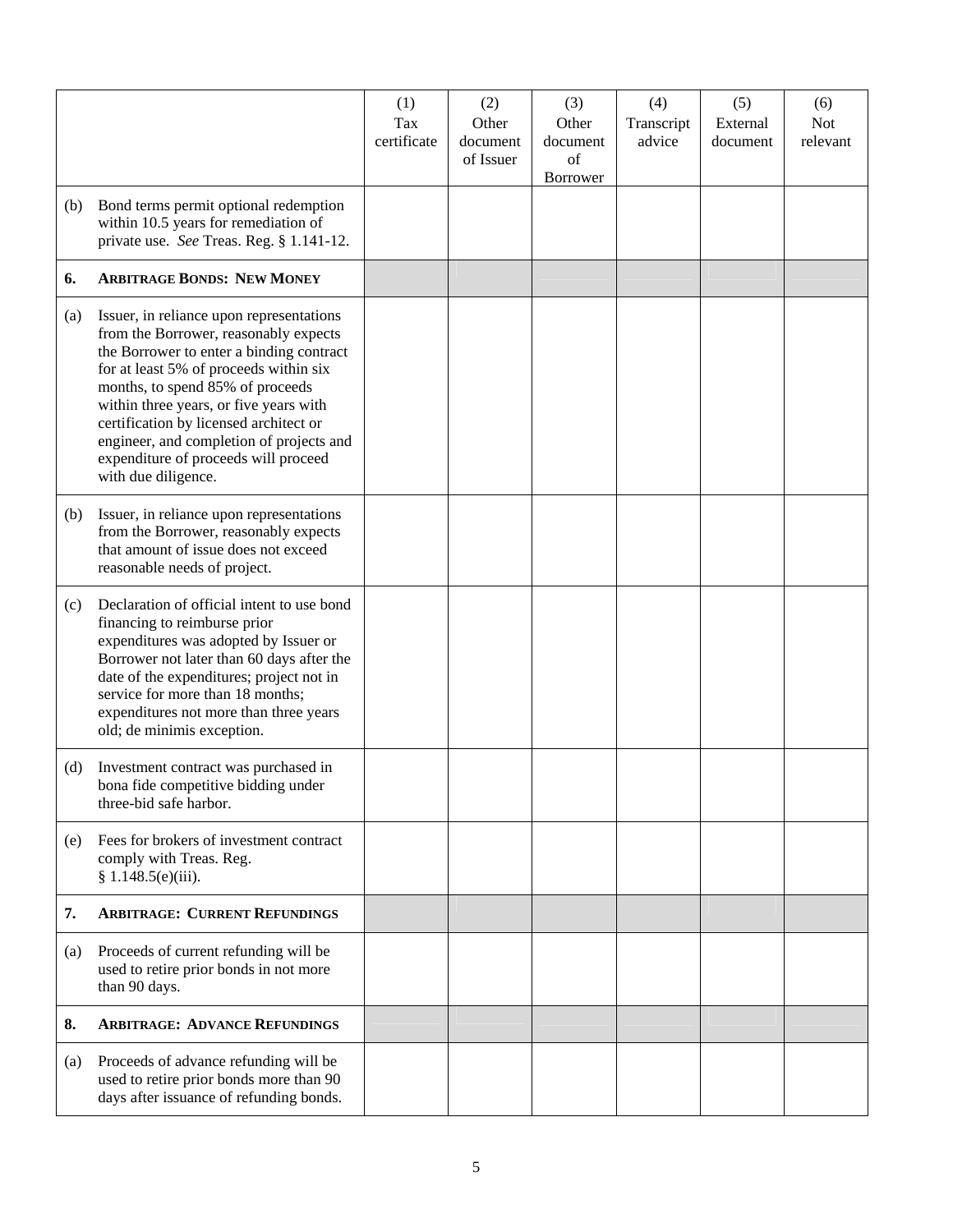| | | (1) Tax certificate | (2) Other document of Issuer | (3) Other document of Borrower | (4) Transcript advice | (5) External document | (6) Not relevant |
|---|---|---|---|---|---|---|---|
| (b) | Bond terms permit optional redemption within 10.5 years for remediation of private use. *See* Treas. Reg. § 1.141-12. | | | | | | |
| **6.** | **ARBITRAGE BONDS: NEW MONEY** | | | | | | |
| (a) | Issuer, in reliance upon representations from the Borrower, reasonably expects the Borrower to enter a binding contract for at least 5% of proceeds within six months, to spend 85% of proceeds within three years, or five years with certification by licensed architect or engineer, and completion of projects and expenditure of proceeds will proceed with due diligence. | | | | | | |
| (b) | Issuer, in reliance upon representations from the Borrower, reasonably expects that amount of issue does not exceed reasonable needs of project. | | | | | | |
| (c) | Declaration of official intent to use bond financing to reimburse prior expenditures was adopted by Issuer or Borrower not later than 60 days after the date of the expenditures; project not in service for more than 18 months; expenditures not more than three years old; de minimis exception. | | | | | | |
| (d) | Investment contract was purchased in bona fide competitive bidding under three-bid safe harbor. | | | | | | |
| (e) | Fees for brokers of investment contract comply with Treas. Reg. § 1.148.5(e)(iii). | | | | | | |
| **7.** | **ARBITRAGE: CURRENT REFUNDINGS** | | | | | | |
| (a) | Proceeds of current refunding will be used to retire prior bonds in not more than 90 days. | | | | | | |
| **8.** | **ARBITRAGE: ADVANCE REFUNDINGS** | | | | | | |
| (a) | Proceeds of advance refunding will be used to retire prior bonds more than 90 days after issuance of refunding bonds. | | | | | | |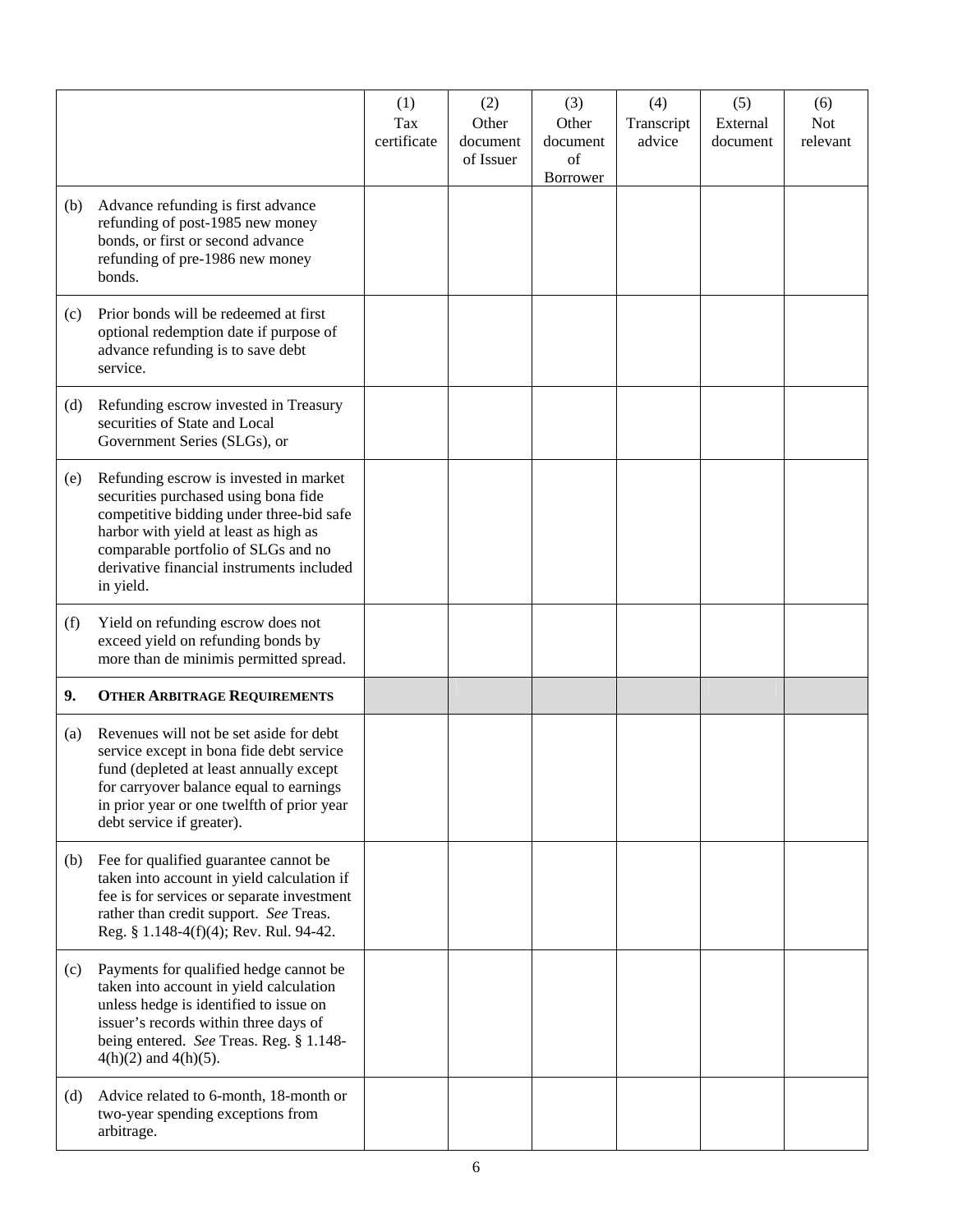| | (1) Tax certificate | (2) Other document of Issuer | (3) Other document of Borrower | (4) Transcript advice | (5) External document | (6) Not relevant |
|---|---|---|---|---|---|---|
| (b) Advance refunding is first advance refunding of post-1985 new money bonds, or first or second advance refunding of pre-1986 new money bonds. | | | | | | |
| (c) Prior bonds will be redeemed at first optional redemption date if purpose of advance refunding is to save debt service. | | | | | | |
| (d) Refunding escrow invested in Treasury securities of State and Local Government Series (SLGs), or | | | | | | |
| (e) Refunding escrow is invested in market securities purchased using bona fide competitive bidding under three-bid safe harbor with yield at least as high as comparable portfolio of SLGs and no derivative financial instruments included in yield. | | | | | | |
| (f) Yield on refunding escrow does not exceed yield on refunding bonds by more than de minimis permitted spread. | | | | | | |
| **9. OTHER ARBITRAGE REQUIREMENTS** | | | | | | |
| (a) Revenues will not be set aside for debt service except in bona fide debt service fund (depleted at least annually except for carryover balance equal to earnings in prior year or one twelfth of prior year debt service if greater). | | | | | | |
| (b) Fee for qualified guarantee cannot be taken into account in yield calculation if fee is for services or separate investment rather than credit support. *See* Treas. Reg. § 1.148-4(f)(4); Rev. Rul. 94-42. | | | | | | |
| (c) Payments for qualified hedge cannot be taken into account in yield calculation unless hedge is identified to issue on issuer's records within three days of being entered. *See* Treas. Reg. § 1.148-4(h)(2) and 4(h)(5). | | | | | | |
| (d) Advice related to 6-month, 18-month or two-year spending exceptions from arbitrage. | | | | | | |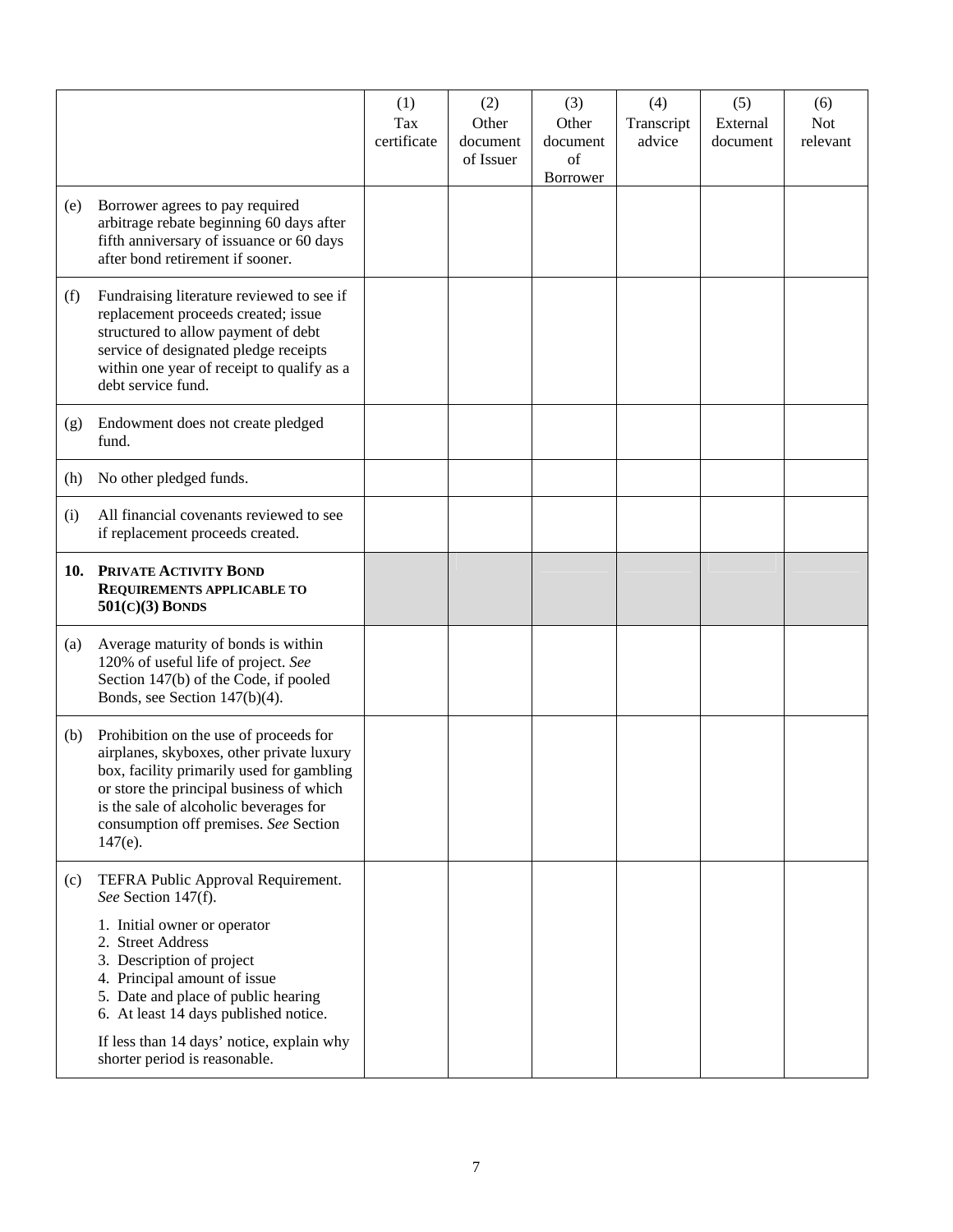| | | (1) Tax certificate | (2) Other document of Issuer | (3) Other document of Borrower | (4) Transcript advice | (5) External document | (6) Not relevant |
|---|---|---|---|---|---|---|---|
| (e) | Borrower agrees to pay required arbitrage rebate beginning 60 days after fifth anniversary of issuance or 60 days after bond retirement if sooner. | | | | | | |
| (f) | Fundraising literature reviewed to see if replacement proceeds created; issue structured to allow payment of debt service of designated pledge receipts within one year of receipt to qualify as a debt service fund. | | | | | | |
| (g) | Endowment does not create pledged fund. | | | | | | |
| (h) | No other pledged funds. | | | | | | |
| (i) | All financial covenants reviewed to see if replacement proceeds created. | | | | | | |
| **10.** | **PRIVATE ACTIVITY BOND REQUIREMENTS APPLICABLE TO 501(C)(3) BONDS** | | | | | | |
| (a) | Average maturity of bonds is within 120% of useful life of project. *See* Section 147(b) of the Code, if pooled Bonds, see Section 147(b)(4). | | | | | | |
| (b) | Prohibition on the use of proceeds for airplanes, skyboxes, other private luxury box, facility primarily used for gambling or store the principal business of which is the sale of alcoholic beverages for consumption off premises. *See* Section 147(e). | | | | | | |
| (c) | TEFRA Public Approval Requirement. *See* Section 147(f).<br><br>1. Initial owner or operator<br>2. Street Address<br>3. Description of project<br>4. Principal amount of issue<br>5. Date and place of public hearing<br>6. At least 14 days published notice.<br><br>If less than 14 days' notice, explain why shorter period is reasonable. | | | | | | |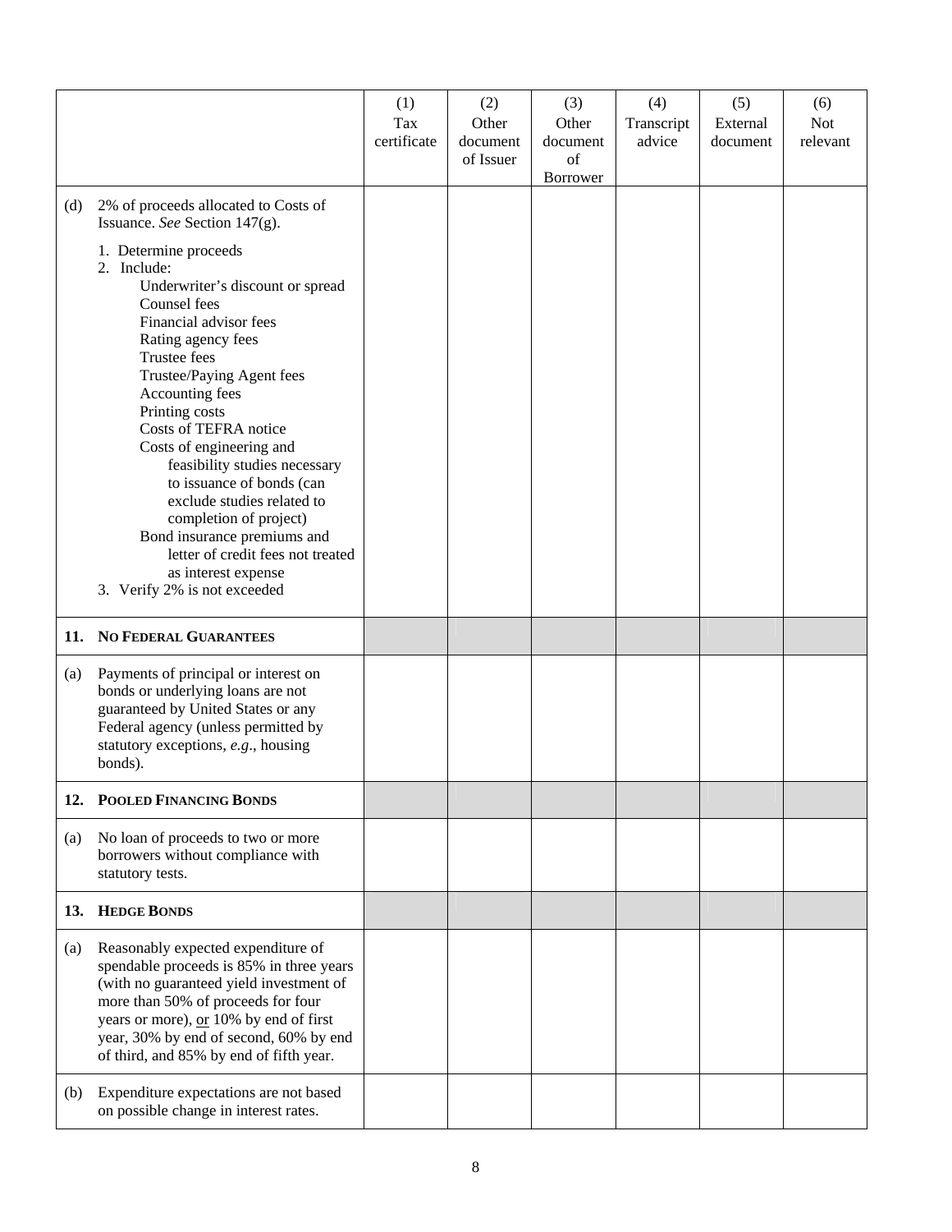| | (1) Tax certificate | (2) Other document of Issuer | (3) Other document of Borrower | (4) Transcript advice | (5) External document | (6) Not relevant |
|---|---|---|---|---|---|---|
| (d) 2% of proceeds allocated to Costs of Issuance. *See* Section 147(g).<br><br>1. Determine proceeds<br>2. Include:<br>Underwriter's discount or spread<br>Counsel fees<br>Financial advisor fees<br>Rating agency fees<br>Trustee fees<br>Trustee/Paying Agent fees<br>Accounting fees<br>Printing costs<br>Costs of TEFRA notice<br>Costs of engineering and feasibility studies necessary to issuance of bonds (can exclude studies related to completion of project)<br>Bond insurance premiums and letter of credit fees not treated as interest expense<br>3. Verify 2% is not exceeded | | | | | | |
| **11. NO FEDERAL GUARANTEES** | | | | | | |
| (a) Payments of principal or interest on bonds or underlying loans are not guaranteed by United States or any Federal agency (unless permitted by statutory exceptions, *e.g*., housing bonds). | | | | | | |
| **12. POOLED FINANCING BONDS** | | | | | | |
| (a) No loan of proceeds to two or more borrowers without compliance with statutory tests. | | | | | | |
| **13. HEDGE BONDS** | | | | | | |
| (a) Reasonably expected expenditure of spendable proceeds is 85% in three years (with no guaranteed yield investment of more than 50% of proceeds for four years or more), or 10% by end of first year, 30% by end of second, 60% by end of third, and 85% by end of fifth year. | | | | | | |
| (b) Expenditure expectations are not based on possible change in interest rates. | | | | | | |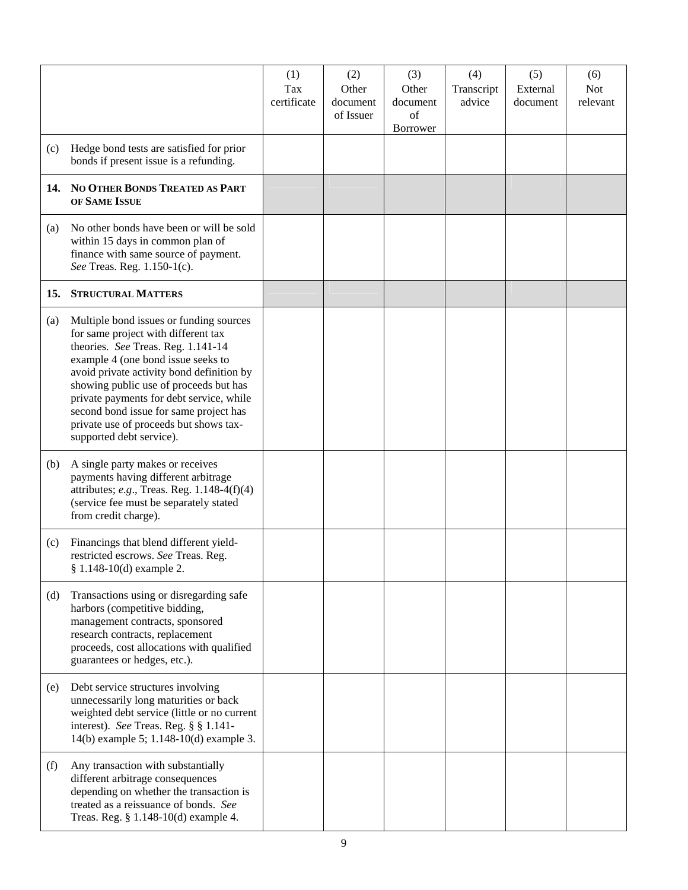| | (1) Tax certificate | (2) Other document of Issuer | (3) Other document of Borrower | (4) Transcript advice | (5) External document | (6) Not relevant |
|---|---|---|---|---|---|---|
| (c) Hedge bond tests are satisfied for prior bonds if present issue is a refunding. | | | | | | |
| **14. NO OTHER BONDS TREATED AS PART OF SAME ISSUE** | | | | | | |
| (a) No other bonds have been or will be sold within 15 days in common plan of finance with same source of payment. *See* Treas. Reg. 1.150-1(c). | | | | | | |
| **15. STRUCTURAL MATTERS** | | | | | | |
| (a) Multiple bond issues or funding sources for same project with different tax theories. *See* Treas. Reg. 1.141-14 example 4 (one bond issue seeks to avoid private activity bond definition by showing public use of proceeds but has private payments for debt service, while second bond issue for same project has private use of proceeds but shows tax-supported debt service). | | | | | | |
| (b) A single party makes or receives payments having different arbitrage attributes; *e.g*., Treas. Reg. 1.148-4(f)(4) (service fee must be separately stated from credit charge). | | | | | | |
| (c) Financings that blend different yield-restricted escrows. *See* Treas. Reg. § 1.148-10(d) example 2. | | | | | | |
| (d) Transactions using or disregarding safe harbors (competitive bidding, management contracts, sponsored research contracts, replacement proceeds, cost allocations with qualified guarantees or hedges, etc.). | | | | | | |
| (e) Debt service structures involving unnecessarily long maturities or back weighted debt service (little or no current interest). *See* Treas. Reg. § § 1.141-14(b) example 5; 1.148-10(d) example 3. | | | | | | |
| (f) Any transaction with substantially different arbitrage consequences depending on whether the transaction is treated as a reissuance of bonds. *See* Treas. Reg. § 1.148-10(d) example 4. | | | | | | |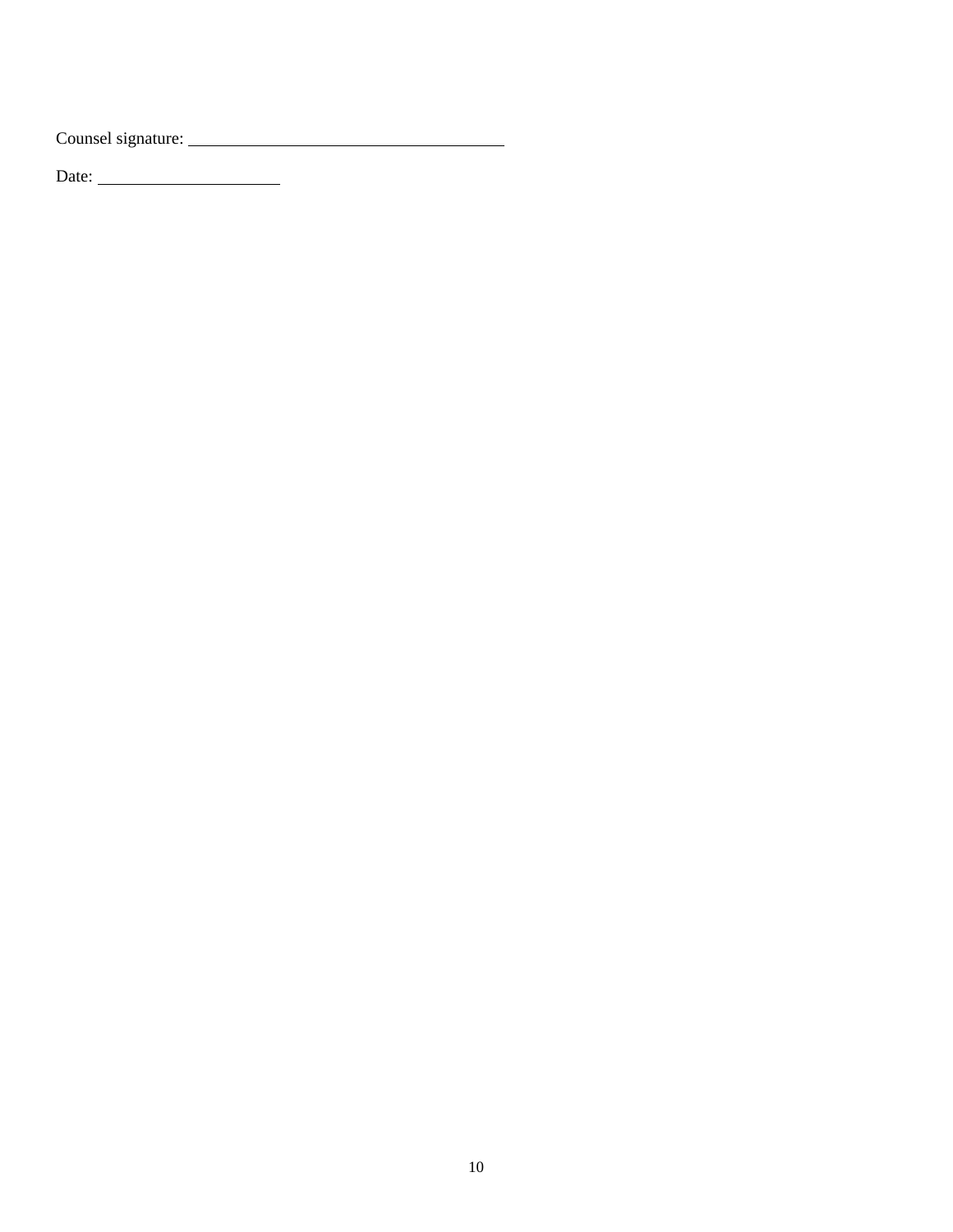Counsel signature: ____________________________________

Date: ____________________